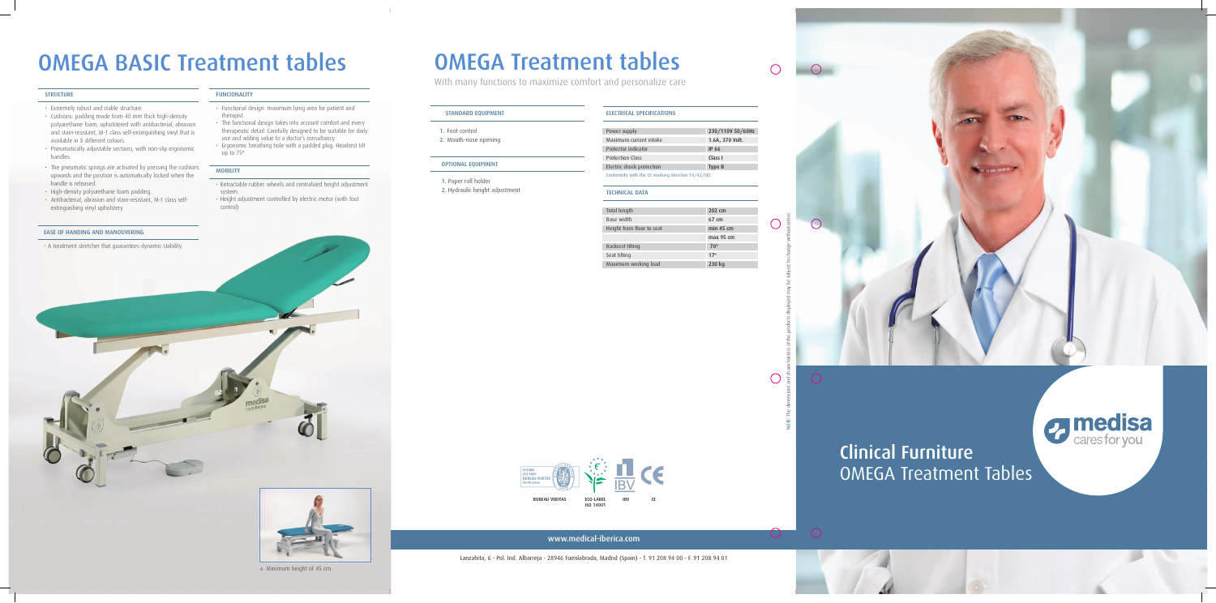# OMEGA BASIC Treatment tables

### STRUCTURE

- Extremely robust and stable structure.
- Cushions: padding made from 40 mm thick high-density polyurethane foam, upholstered with antibacterial, abrasion and stain-resistant, M-1 class self-extinguishing vinyl that is available in 8 different colours.
- Pneumatically adjustable sections, with non-slip ergonomic handles.
- The pneumatic springs are activated by pressing the cushions upwards and the position is automatically locked when the handle is released.
- High-density polyurethane foam padding.
- Antibacterial, abrasion and stain-resistant, M-1 class self-extinguishing vinyl upholstery.

### EASE OF HANDING AND MANOUVERING

- A treatment stretcher that guarantees dynamic stability.

### FUNCIONALITY

- Functional design: maximum lying area for patient and therapist.
- The functional design takes into account comfort and every therapeutic detail. Carefully designed to be suitable for daily use and adding value to a doctor's consultancy.
- Ergonomic breathing hole with a padded plug. Headrest tilt up to 75°

### MOBILITY

- Retractable rubber wheels and centralized height adjustment system.
- Height adjustment controlled by electric motor (with foot control)

◇ Minimum height of 45 cm.

# OMEGA Treatment tables

With many functions to maximize comfort and personalize care

### STANDARD EQUIPMENT

1. Foot control
2. Mouth-nose opening

### OPTIONAL EQUIPMENT

1. Paper roll holder
2. Hydraulic height adjustment

### ELECTRICAL SPECIFICATIONS

| | |
|---|---|
| Power supply | 230/110V 50/60Hz |
| Maximum current intake | 1.6A, 370 Volt. |
| Protector indicator | IP 66 |
| Protection Class | Class I |
| Electric shock protection | Type B |

Conformity with the CE marking directive 93/42/EEC

### TECHNICAL DATA

| | |
|---|---|
| Total length | 202 cm |
| Base width | 67 cm |
| Height from floor to seat | min 45 cm |
| | max 95 cm |
| Backrest tilting | 70° |
| Seat tilting | 17° |
| Maximum working load | 230 kg |

BUREAU VERITAS ECO-LABEL ISO 14001 IBV CE

NOTE: The dimensions and characteristics of the products displayed may be subject to change without notice.

www.medical-iberica.com

Lanzahita, 6 - Pol. Ind. Albarreja - 28946 Fuenlabrada, Madrid (Spain) - T. 91 208 94 00 - F. 91 208 94 01

medisa cares for you

## Clinical Furniture
## OMEGA Treatment Tables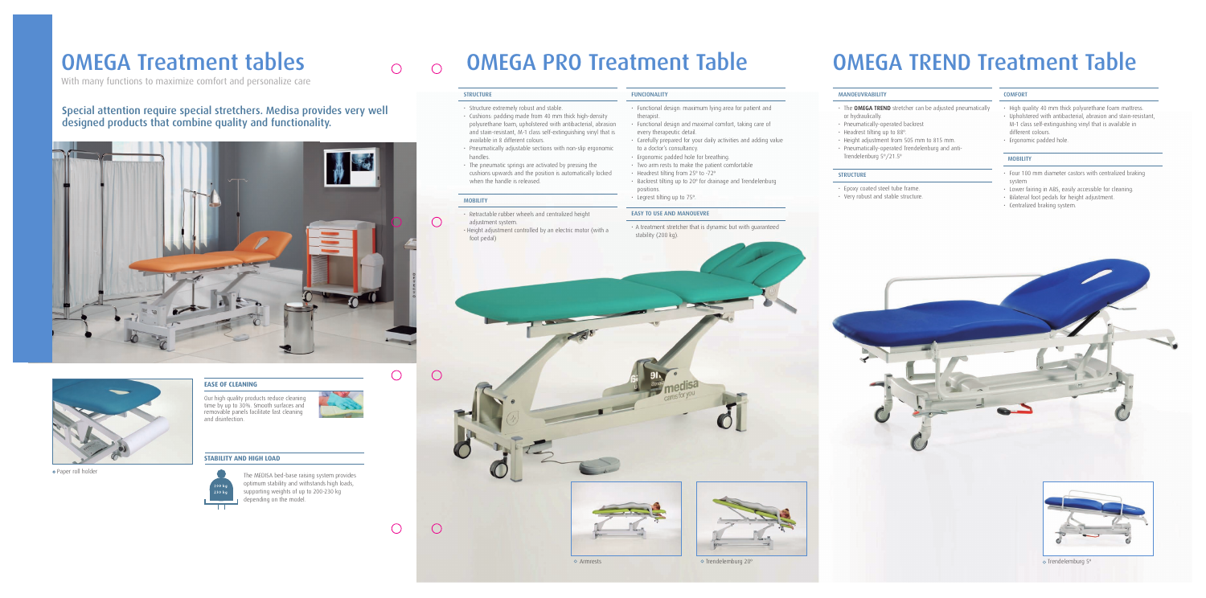# OMEGA Treatment tables

With many functions to maximize comfort and personalize care

## Special attention require special stretchers. Medisa provides very well designed products that combine quality and functionality.

Paper roll holder

### EASE OF CLEANING

Our high quality products reduce cleaning time by up to 30%. Smooth surfaces and removable panels facilitate fast cleaning and disinfection.

### STABILITY AND HIGH LOAD

The MEDISA bed-base raising system provides optimum stability and withstands high loads, supporting weights of up to 200-230 kg depending on the model.

200 kg
230 kg

# OMEGA PRO Treatment Table

### STRUCTURE

- Structure extremely robust and stable.
- Cushions: padding made from 40 mm thick high-density polyurethane foam, upholstered with antibacterial, abrasion and stain-resistant, M-1 class self-extinguishing vinyl that is available in 8 different colours.
- Pneumatically adjustable sections with non-slip ergonomic handles.
- The pneumatic springs are activated by pressing the cushions upwards and the position is automatically locked when the handle is released.

### MOBILITY

- Retractable rubber wheels and centralized height adjustment system.
- Height adjustment controlled by an electric motor (with a foot pedal)

### FUNCIONALITY

- Functional design: maximum lying area for patient and therapist.
- Functional design and maximal comfort, taking care of every therapeutic detail.
- Carefully prepared for your daily activities and adding value to a doctor's consultancy.
- Ergonomic padded hole for breathing.
- Two arm rests to make the patient comfortable
- Headrest tilting from 25º to -72º
- Backrest tilting up to 20º for drainage and Trendelenburg positions
- Legrest tilting up to 75º.

### EASY TO USE AND MANOEUVRE

- A treatment stretcher that is dynamic but with guaranteed stability (200 kg).

Armrests

Trendelemburg 20º

# OMEGA TREND Treatment Table

### MANOEUVRABILITY

- The **OMEGA TREND** stretcher can be adjusted pneumatically or hydraulically.
- Pneumatically-operated backrest.
- Headrest tilting up to 88º.
- Height adjustment from 505 mm to 815 mm.
- Pneumatically-operated Trendelenburg and anti-Trendelenburg 5º/21.5º

### STRUCTURE

- Epoxy coated-steel tube frame.
- Very robust and stable structure.

### COMFORT

- High quality 40 mm thick polyurethane foam mattress.
- Upholstered with antibacterial, abrasion and stain-resistant, M-1 class self-extinguishing vinyl that is available in different colours.
- Ergonomic padded hole.

### MOBILITY

- Four 100 mm diameter castors with centralized braking system.
- Lower fairing in ABS, easily accessible for cleaning.
- Bilateral foot pedals for height adjustment.
- Centralized braking system.

Trendelemburg 5º